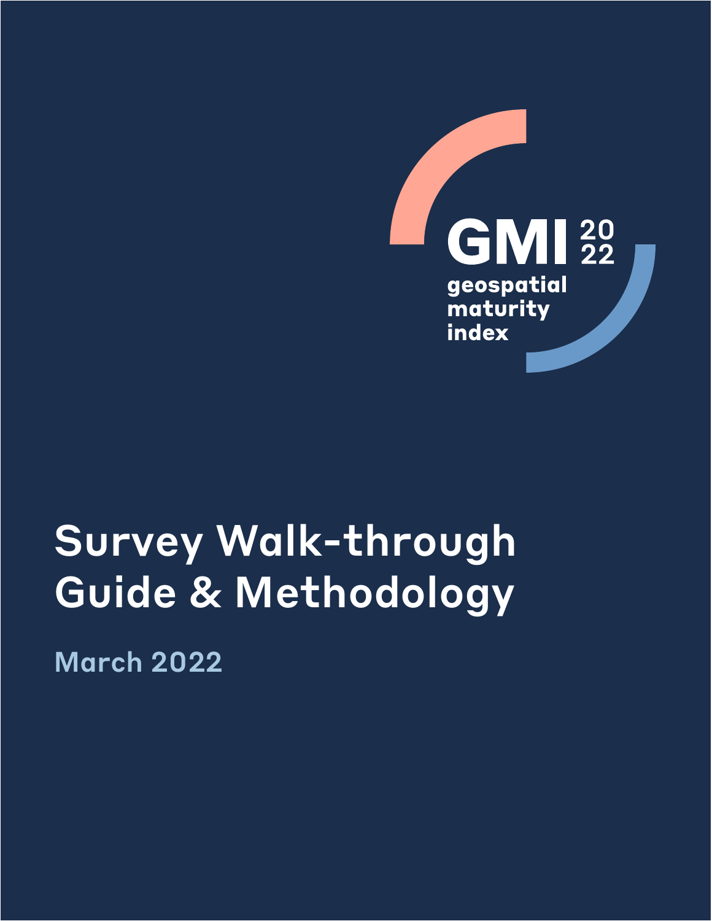GMI 2022

geospatial maturity index

# Survey Walk-through Guide & Methodology

March 2022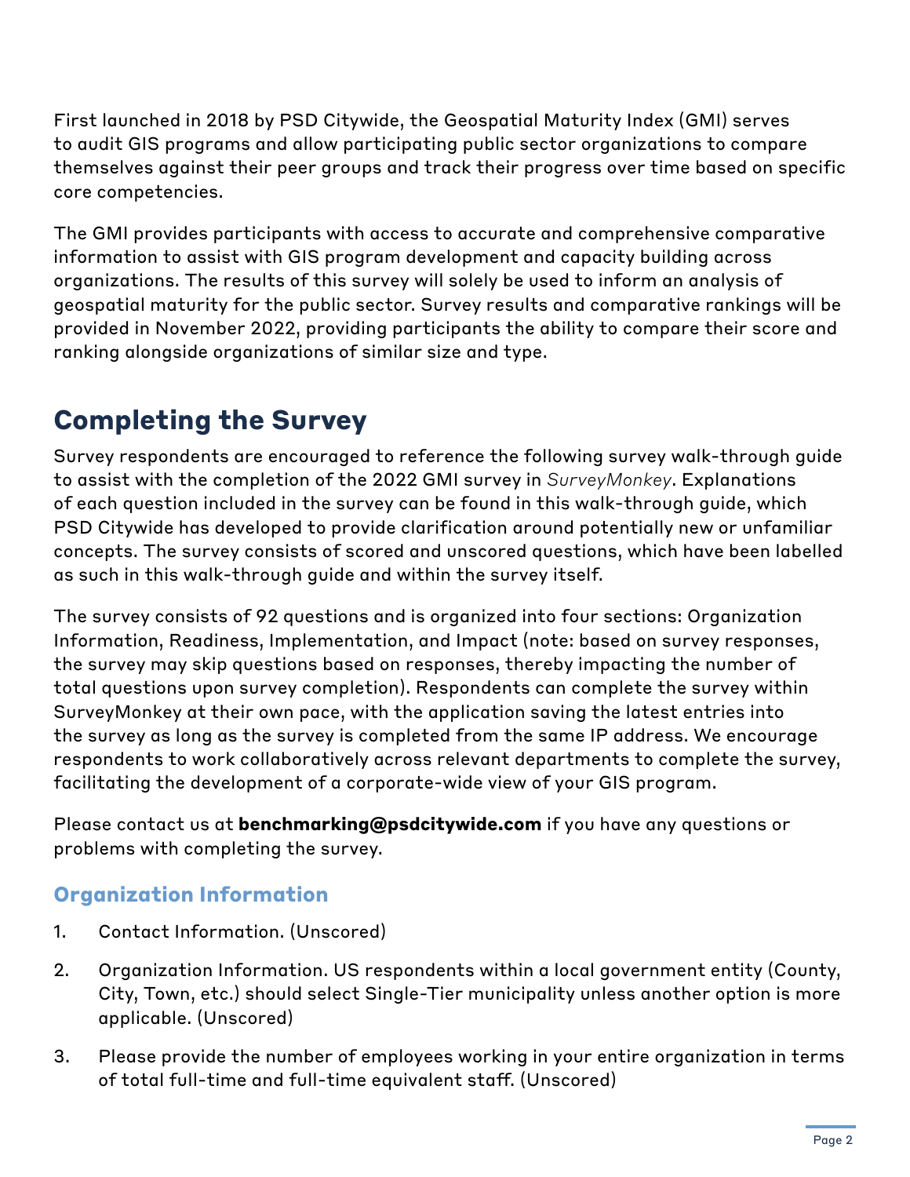First launched in 2018 by PSD Citywide, the Geospatial Maturity Index (GMI) serves to audit GIS programs and allow participating public sector organizations to compare themselves against their peer groups and track their progress over time based on specific core competencies.

The GMI provides participants with access to accurate and comprehensive comparative information to assist with GIS program development and capacity building across organizations. The results of this survey will solely be used to inform an analysis of geospatial maturity for the public sector. Survey results and comparative rankings will be provided in November 2022, providing participants the ability to compare their score and ranking alongside organizations of similar size and type.

## Completing the Survey

Survey respondents are encouraged to reference the following survey walk-through guide to assist with the completion of the 2022 GMI survey in *SurveyMonkey*. Explanations of each question included in the survey can be found in this walk-through guide, which PSD Citywide has developed to provide clarification around potentially new or unfamiliar concepts. The survey consists of scored and unscored questions, which have been labelled as such in this walk-through guide and within the survey itself.

The survey consists of 92 questions and is organized into four sections: Organization Information, Readiness, Implementation, and Impact (note: based on survey responses, the survey may skip questions based on responses, thereby impacting the number of total questions upon survey completion). Respondents can complete the survey within SurveyMonkey at their own pace, with the application saving the latest entries into the survey as long as the survey is completed from the same IP address. We encourage respondents to work collaboratively across relevant departments to complete the survey, facilitating the development of a corporate-wide view of your GIS program.

Please contact us at **benchmarking@psdcitywide.com** if you have any questions or problems with completing the survey.

### Organization Information

1. Contact Information. (Unscored)
2. Organization Information. US respondents within a local government entity (County, City, Town, etc.) should select Single-Tier municipality unless another option is more applicable. (Unscored)
3. Please provide the number of employees working in your entire organization in terms of total full-time and full-time equivalent staff. (Unscored)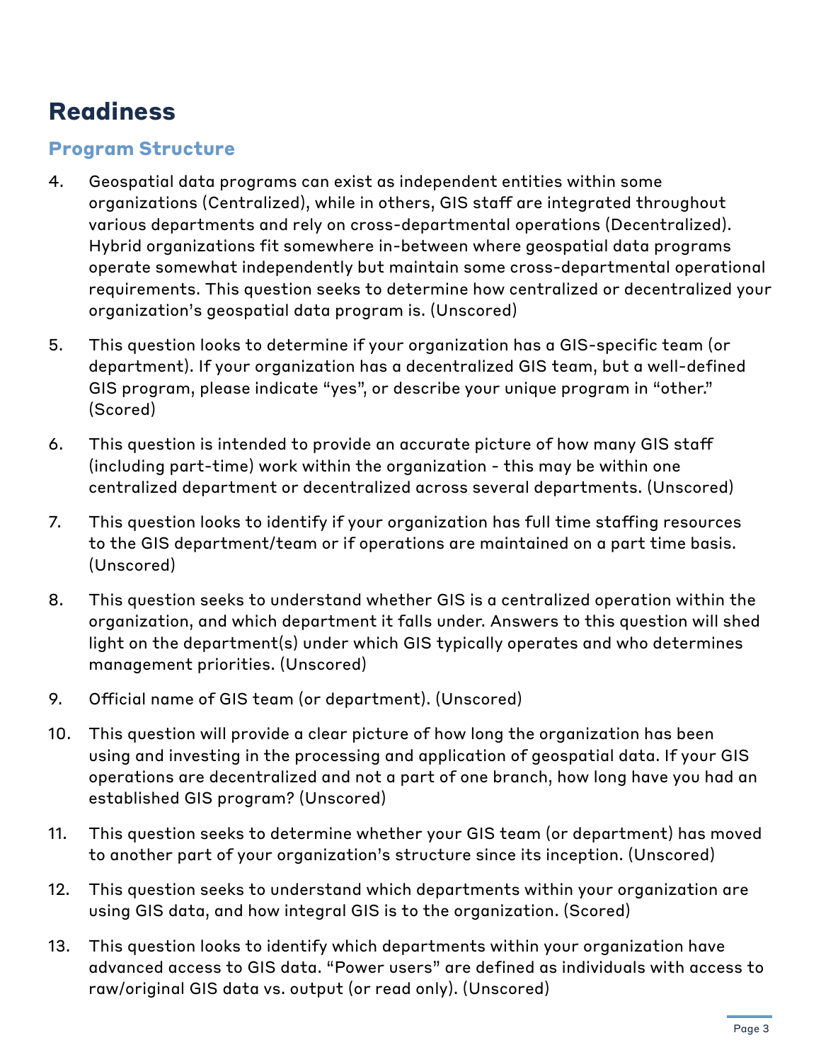## Readiness

### Program Structure

4. Geospatial data programs can exist as independent entities within some organizations (Centralized), while in others, GIS staff are integrated throughout various departments and rely on cross-departmental operations (Decentralized). Hybrid organizations fit somewhere in-between where geospatial data programs operate somewhat independently but maintain some cross-departmental operational requirements. This question seeks to determine how centralized or decentralized your organization's geospatial data program is. (Unscored)

5. This question looks to determine if your organization has a GIS-specific team (or department). If your organization has a decentralized GIS team, but a well-defined GIS program, please indicate "yes", or describe your unique program in "other." (Scored)

6. This question is intended to provide an accurate picture of how many GIS staff (including part-time) work within the organization - this may be within one centralized department or decentralized across several departments. (Unscored)

7. This question looks to identify if your organization has full time staffing resources to the GIS department/team or if operations are maintained on a part time basis. (Unscored)

8. This question seeks to understand whether GIS is a centralized operation within the organization, and which department it falls under. Answers to this question will shed light on the department(s) under which GIS typically operates and who determines management priorities. (Unscored)

9. Official name of GIS team (or department). (Unscored)

10. This question will provide a clear picture of how long the organization has been using and investing in the processing and application of geospatial data. If your GIS operations are decentralized and not a part of one branch, how long have you had an established GIS program? (Unscored)

11. This question seeks to determine whether your GIS team (or department) has moved to another part of your organization's structure since its inception. (Unscored)

12. This question seeks to understand which departments within your organization are using GIS data, and how integral GIS is to the organization. (Scored)

13. This question looks to identify which departments within your organization have advanced access to GIS data. "Power users" are defined as individuals with access to raw/original GIS data vs. output (or read only). (Unscored)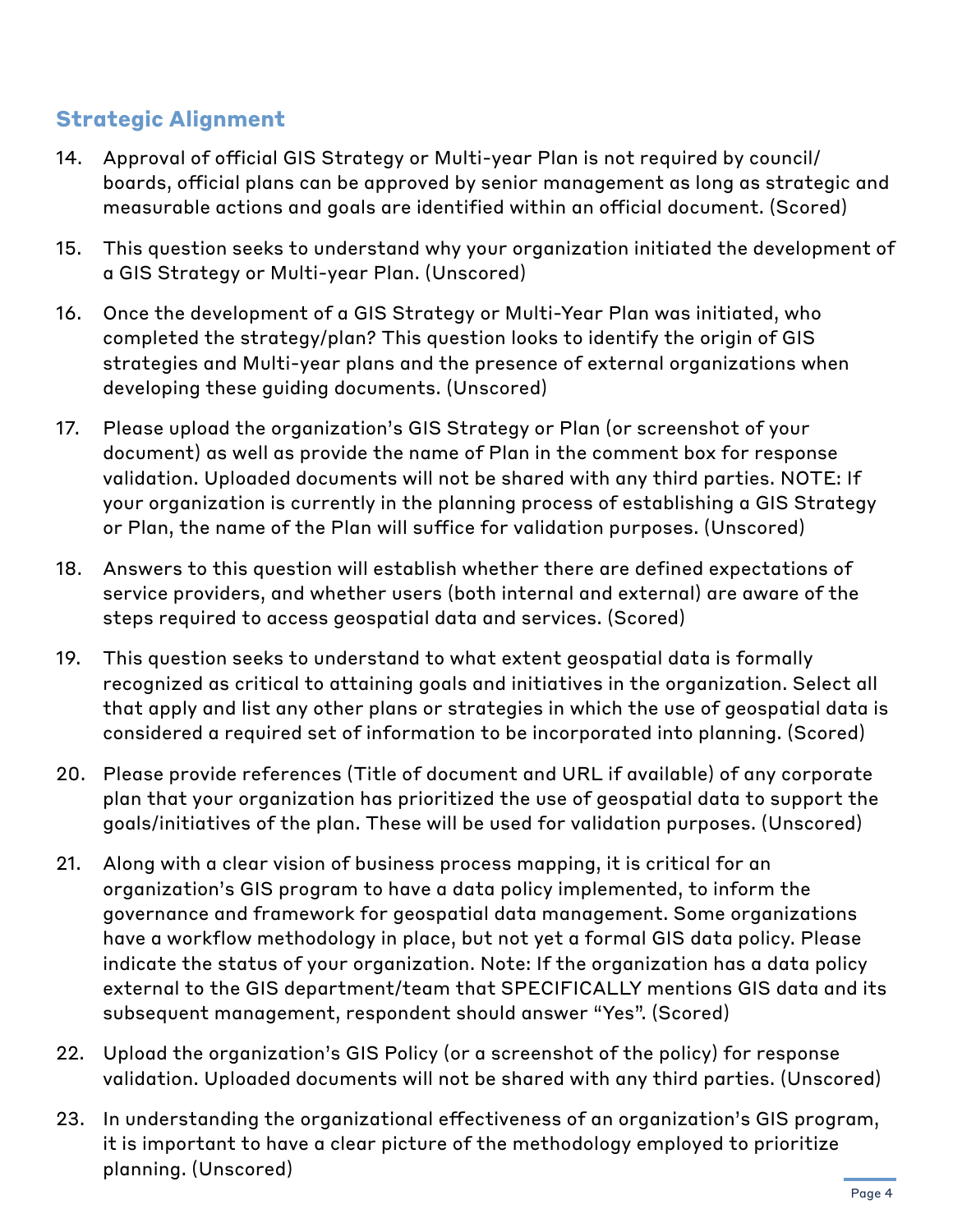## Strategic Alignment

14. Approval of official GIS Strategy or Multi-year Plan is not required by council/ boards, official plans can be approved by senior management as long as strategic and measurable actions and goals are identified within an official document. (Scored)

15. This question seeks to understand why your organization initiated the development of a GIS Strategy or Multi-year Plan. (Unscored)

16. Once the development of a GIS Strategy or Multi-Year Plan was initiated, who completed the strategy/plan? This question looks to identify the origin of GIS strategies and Multi-year plans and the presence of external organizations when developing these guiding documents. (Unscored)

17. Please upload the organization's GIS Strategy or Plan (or screenshot of your document) as well as provide the name of Plan in the comment box for response validation. Uploaded documents will not be shared with any third parties. NOTE: If your organization is currently in the planning process of establishing a GIS Strategy or Plan, the name of the Plan will suffice for validation purposes. (Unscored)

18. Answers to this question will establish whether there are defined expectations of service providers, and whether users (both internal and external) are aware of the steps required to access geospatial data and services. (Scored)

19. This question seeks to understand to what extent geospatial data is formally recognized as critical to attaining goals and initiatives in the organization. Select all that apply and list any other plans or strategies in which the use of geospatial data is considered a required set of information to be incorporated into planning. (Scored)

20. Please provide references (Title of document and URL if available) of any corporate plan that your organization has prioritized the use of geospatial data to support the goals/initiatives of the plan. These will be used for validation purposes. (Unscored)

21. Along with a clear vision of business process mapping, it is critical for an organization's GIS program to have a data policy implemented, to inform the governance and framework for geospatial data management. Some organizations have a workflow methodology in place, but not yet a formal GIS data policy. Please indicate the status of your organization. Note: If the organization has a data policy external to the GIS department/team that SPECIFICALLY mentions GIS data and its subsequent management, respondent should answer "Yes". (Scored)

22. Upload the organization's GIS Policy (or a screenshot of the policy) for response validation. Uploaded documents will not be shared with any third parties. (Unscored)

23. In understanding the organizational effectiveness of an organization's GIS program, it is important to have a clear picture of the methodology employed to prioritize planning. (Unscored)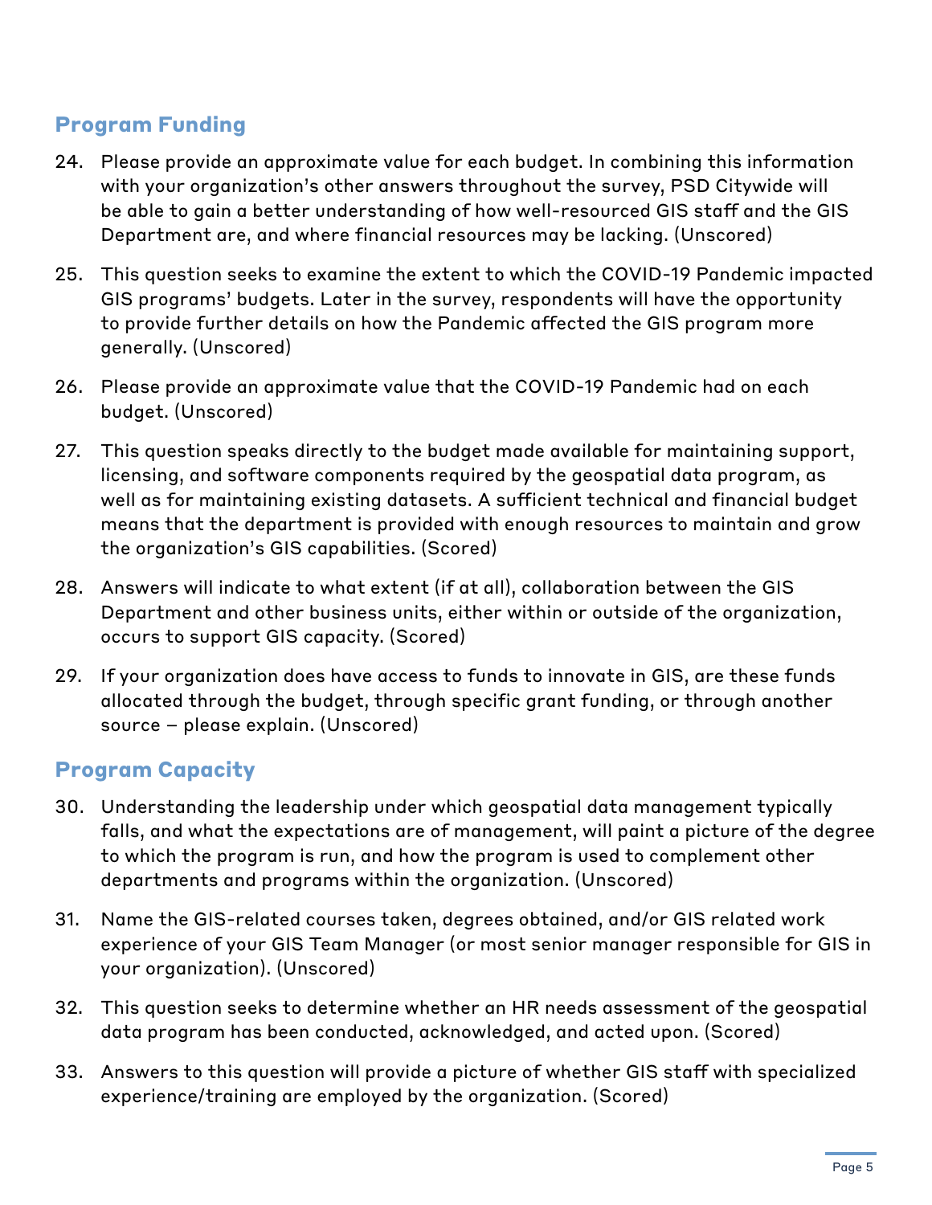## Program Funding

24. Please provide an approximate value for each budget. In combining this information with your organization's other answers throughout the survey, PSD Citywide will be able to gain a better understanding of how well-resourced GIS staff and the GIS Department are, and where financial resources may be lacking. (Unscored)

25. This question seeks to examine the extent to which the COVID-19 Pandemic impacted GIS programs' budgets. Later in the survey, respondents will have the opportunity to provide further details on how the Pandemic affected the GIS program more generally. (Unscored)

26. Please provide an approximate value that the COVID-19 Pandemic had on each budget. (Unscored)

27. This question speaks directly to the budget made available for maintaining support, licensing, and software components required by the geospatial data program, as well as for maintaining existing datasets. A sufficient technical and financial budget means that the department is provided with enough resources to maintain and grow the organization's GIS capabilities. (Scored)

28. Answers will indicate to what extent (if at all), collaboration between the GIS Department and other business units, either within or outside of the organization, occurs to support GIS capacity. (Scored)

29. If your organization does have access to funds to innovate in GIS, are these funds allocated through the budget, through specific grant funding, or through another source – please explain. (Unscored)

## Program Capacity

30. Understanding the leadership under which geospatial data management typically falls, and what the expectations are of management, will paint a picture of the degree to which the program is run, and how the program is used to complement other departments and programs within the organization. (Unscored)

31. Name the GIS-related courses taken, degrees obtained, and/or GIS related work experience of your GIS Team Manager (or most senior manager responsible for GIS in your organization). (Unscored)

32. This question seeks to determine whether an HR needs assessment of the geospatial data program has been conducted, acknowledged, and acted upon. (Scored)

33. Answers to this question will provide a picture of whether GIS staff with specialized experience/training are employed by the organization. (Scored)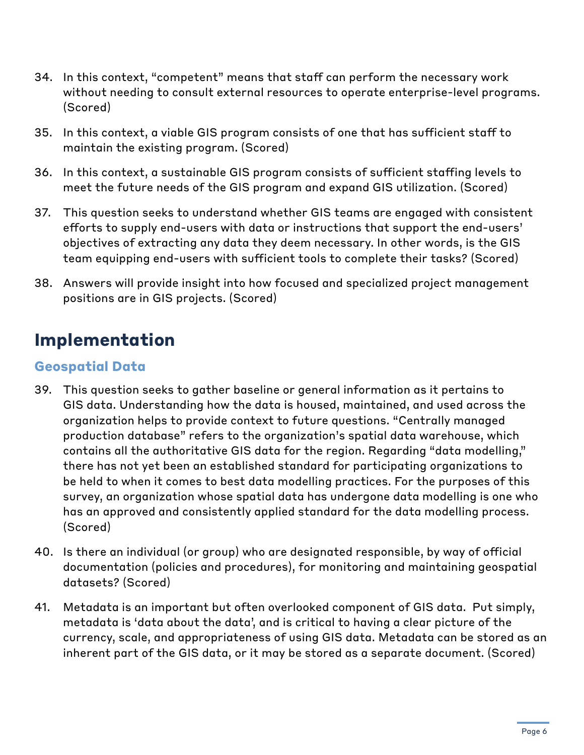34. In this context, "competent" means that staff can perform the necessary work without needing to consult external resources to operate enterprise-level programs. (Scored)

35. In this context, a viable GIS program consists of one that has sufficient staff to maintain the existing program. (Scored)

36. In this context, a sustainable GIS program consists of sufficient staffing levels to meet the future needs of the GIS program and expand GIS utilization. (Scored)

37. This question seeks to understand whether GIS teams are engaged with consistent efforts to supply end-users with data or instructions that support the end-users' objectives of extracting any data they deem necessary. In other words, is the GIS team equipping end-users with sufficient tools to complete their tasks? (Scored)

38. Answers will provide insight into how focused and specialized project management positions are in GIS projects. (Scored)

## Implementation

### Geospatial Data

39. This question seeks to gather baseline or general information as it pertains to GIS data. Understanding how the data is housed, maintained, and used across the organization helps to provide context to future questions. "Centrally managed production database" refers to the organization's spatial data warehouse, which contains all the authoritative GIS data for the region. Regarding "data modelling," there has not yet been an established standard for participating organizations to be held to when it comes to best data modelling practices. For the purposes of this survey, an organization whose spatial data has undergone data modelling is one who has an approved and consistently applied standard for the data modelling process. (Scored)

40. Is there an individual (or group) who are designated responsible, by way of official documentation (policies and procedures), for monitoring and maintaining geospatial datasets? (Scored)

41. Metadata is an important but often overlooked component of GIS data. Put simply, metadata is 'data about the data', and is critical to having a clear picture of the currency, scale, and appropriateness of using GIS data. Metadata can be stored as an inherent part of the GIS data, or it may be stored as a separate document. (Scored)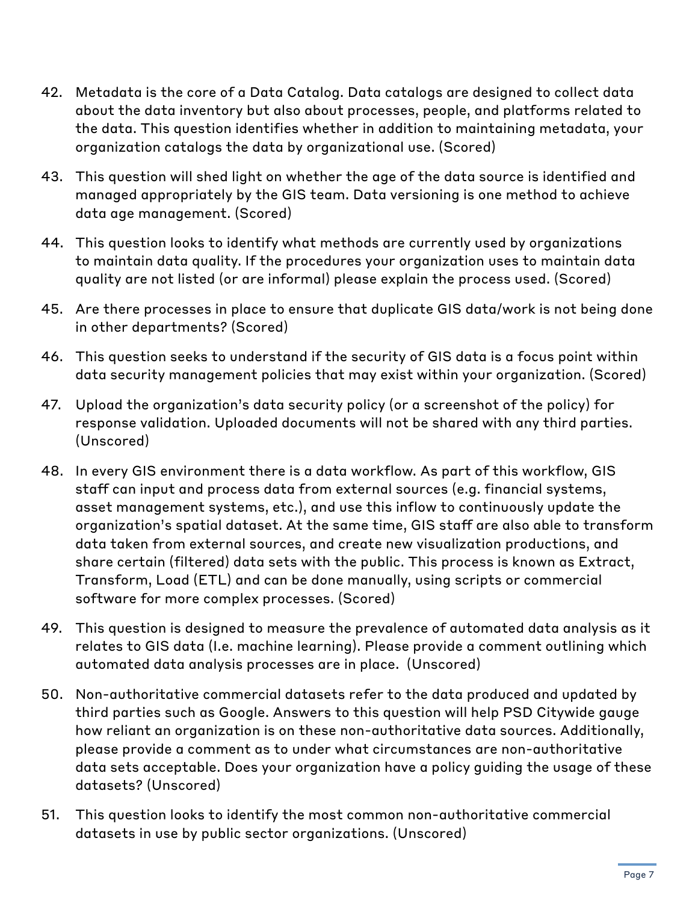42. Metadata is the core of a Data Catalog. Data catalogs are designed to collect data about the data inventory but also about processes, people, and platforms related to the data. This question identifies whether in addition to maintaining metadata, your organization catalogs the data by organizational use. (Scored)

43. This question will shed light on whether the age of the data source is identified and managed appropriately by the GIS team. Data versioning is one method to achieve data age management. (Scored)

44. This question looks to identify what methods are currently used by organizations to maintain data quality. If the procedures your organization uses to maintain data quality are not listed (or are informal) please explain the process used. (Scored)

45. Are there processes in place to ensure that duplicate GIS data/work is not being done in other departments? (Scored)

46. This question seeks to understand if the security of GIS data is a focus point within data security management policies that may exist within your organization. (Scored)

47. Upload the organization's data security policy (or a screenshot of the policy) for response validation. Uploaded documents will not be shared with any third parties. (Unscored)

48. In every GIS environment there is a data workflow. As part of this workflow, GIS staff can input and process data from external sources (e.g. financial systems, asset management systems, etc.), and use this inflow to continuously update the organization's spatial dataset. At the same time, GIS staff are also able to transform data taken from external sources, and create new visualization productions, and share certain (filtered) data sets with the public. This process is known as Extract, Transform, Load (ETL) and can be done manually, using scripts or commercial software for more complex processes. (Scored)

49. This question is designed to measure the prevalence of automated data analysis as it relates to GIS data (I.e. machine learning). Please provide a comment outlining which automated data analysis processes are in place. (Unscored)

50. Non-authoritative commercial datasets refer to the data produced and updated by third parties such as Google. Answers to this question will help PSD Citywide gauge how reliant an organization is on these non-authoritative data sources. Additionally, please provide a comment as to under what circumstances are non-authoritative data sets acceptable. Does your organization have a policy guiding the usage of these datasets? (Unscored)

51. This question looks to identify the most common non-authoritative commercial datasets in use by public sector organizations. (Unscored)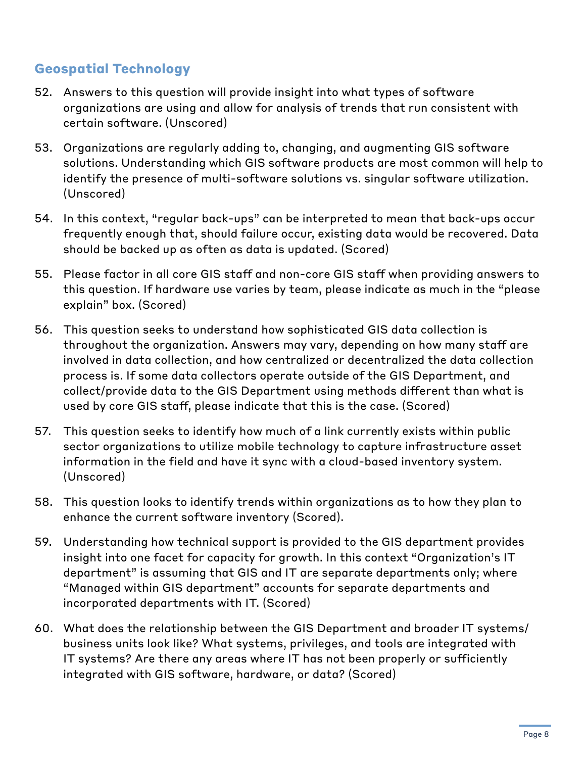## Geospatial Technology

52. Answers to this question will provide insight into what types of software organizations are using and allow for analysis of trends that run consistent with certain software. (Unscored)

53. Organizations are regularly adding to, changing, and augmenting GIS software solutions. Understanding which GIS software products are most common will help to identify the presence of multi-software solutions vs. singular software utilization. (Unscored)

54. In this context, "regular back-ups" can be interpreted to mean that back-ups occur frequently enough that, should failure occur, existing data would be recovered. Data should be backed up as often as data is updated. (Scored)

55. Please factor in all core GIS staff and non-core GIS staff when providing answers to this question. If hardware use varies by team, please indicate as much in the "please explain" box. (Scored)

56. This question seeks to understand how sophisticated GIS data collection is throughout the organization. Answers may vary, depending on how many staff are involved in data collection, and how centralized or decentralized the data collection process is. If some data collectors operate outside of the GIS Department, and collect/provide data to the GIS Department using methods different than what is used by core GIS staff, please indicate that this is the case. (Scored)

57. This question seeks to identify how much of a link currently exists within public sector organizations to utilize mobile technology to capture infrastructure asset information in the field and have it sync with a cloud-based inventory system. (Unscored)

58. This question looks to identify trends within organizations as to how they plan to enhance the current software inventory (Scored).

59. Understanding how technical support is provided to the GIS department provides insight into one facet for capacity for growth. In this context "Organization's IT department" is assuming that GIS and IT are separate departments only; where "Managed within GIS department" accounts for separate departments and incorporated departments with IT. (Scored)

60. What does the relationship between the GIS Department and broader IT systems/ business units look like? What systems, privileges, and tools are integrated with IT systems? Are there any areas where IT has not been properly or sufficiently integrated with GIS software, hardware, or data? (Scored)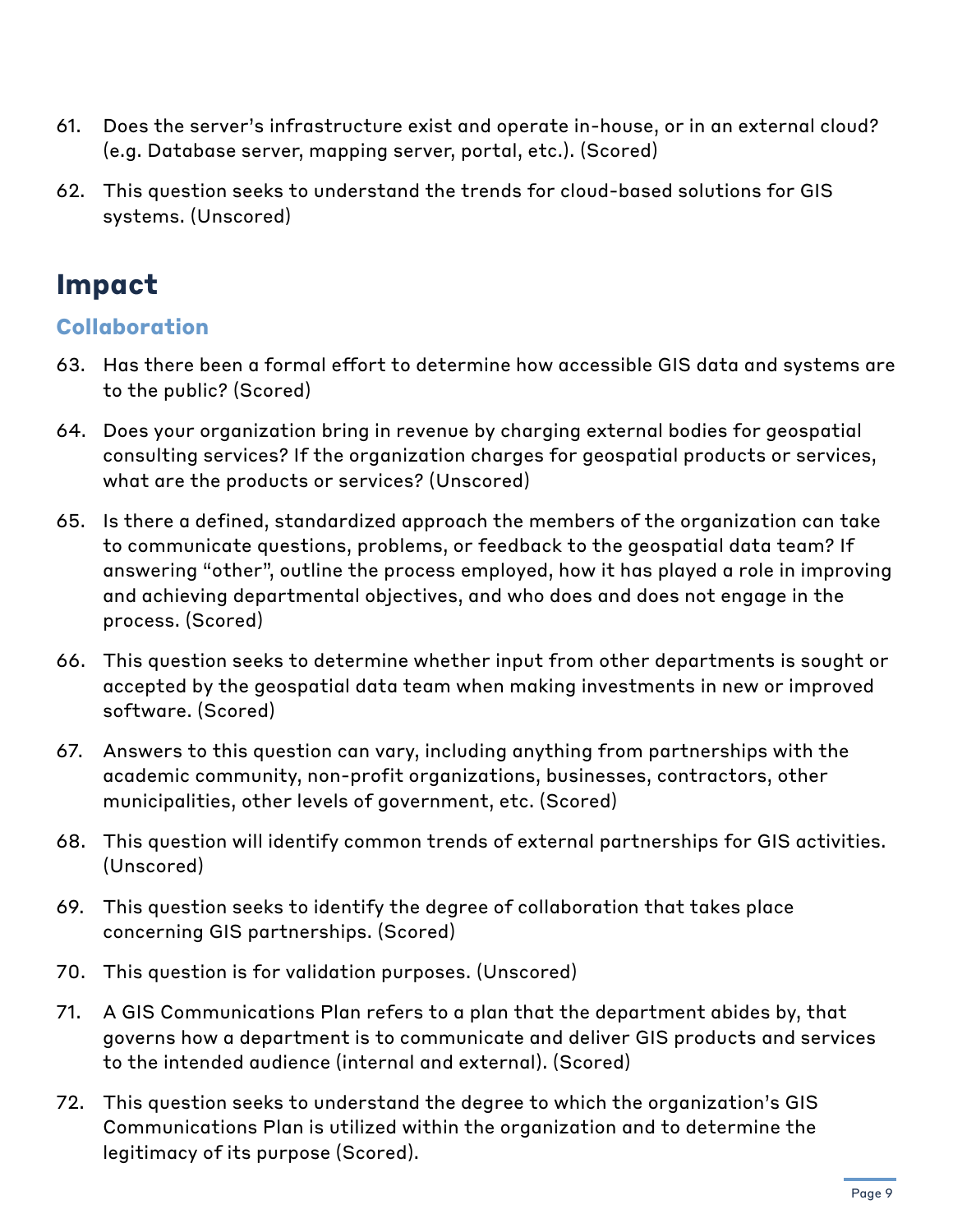61. Does the server's infrastructure exist and operate in-house, or in an external cloud? (e.g. Database server, mapping server, portal, etc.). (Scored)

62. This question seeks to understand the trends for cloud-based solutions for GIS systems. (Unscored)

# Impact

## Collaboration

63. Has there been a formal effort to determine how accessible GIS data and systems are to the public? (Scored)

64. Does your organization bring in revenue by charging external bodies for geospatial consulting services? If the organization charges for geospatial products or services, what are the products or services? (Unscored)

65. Is there a defined, standardized approach the members of the organization can take to communicate questions, problems, or feedback to the geospatial data team? If answering "other", outline the process employed, how it has played a role in improving and achieving departmental objectives, and who does and does not engage in the process. (Scored)

66. This question seeks to determine whether input from other departments is sought or accepted by the geospatial data team when making investments in new or improved software. (Scored)

67. Answers to this question can vary, including anything from partnerships with the academic community, non-profit organizations, businesses, contractors, other municipalities, other levels of government, etc. (Scored)

68. This question will identify common trends of external partnerships for GIS activities. (Unscored)

69. This question seeks to identify the degree of collaboration that takes place concerning GIS partnerships. (Scored)

70. This question is for validation purposes. (Unscored)

71. A GIS Communications Plan refers to a plan that the department abides by, that governs how a department is to communicate and deliver GIS products and services to the intended audience (internal and external). (Scored)

72. This question seeks to understand the degree to which the organization's GIS Communications Plan is utilized within the organization and to determine the legitimacy of its purpose (Scored).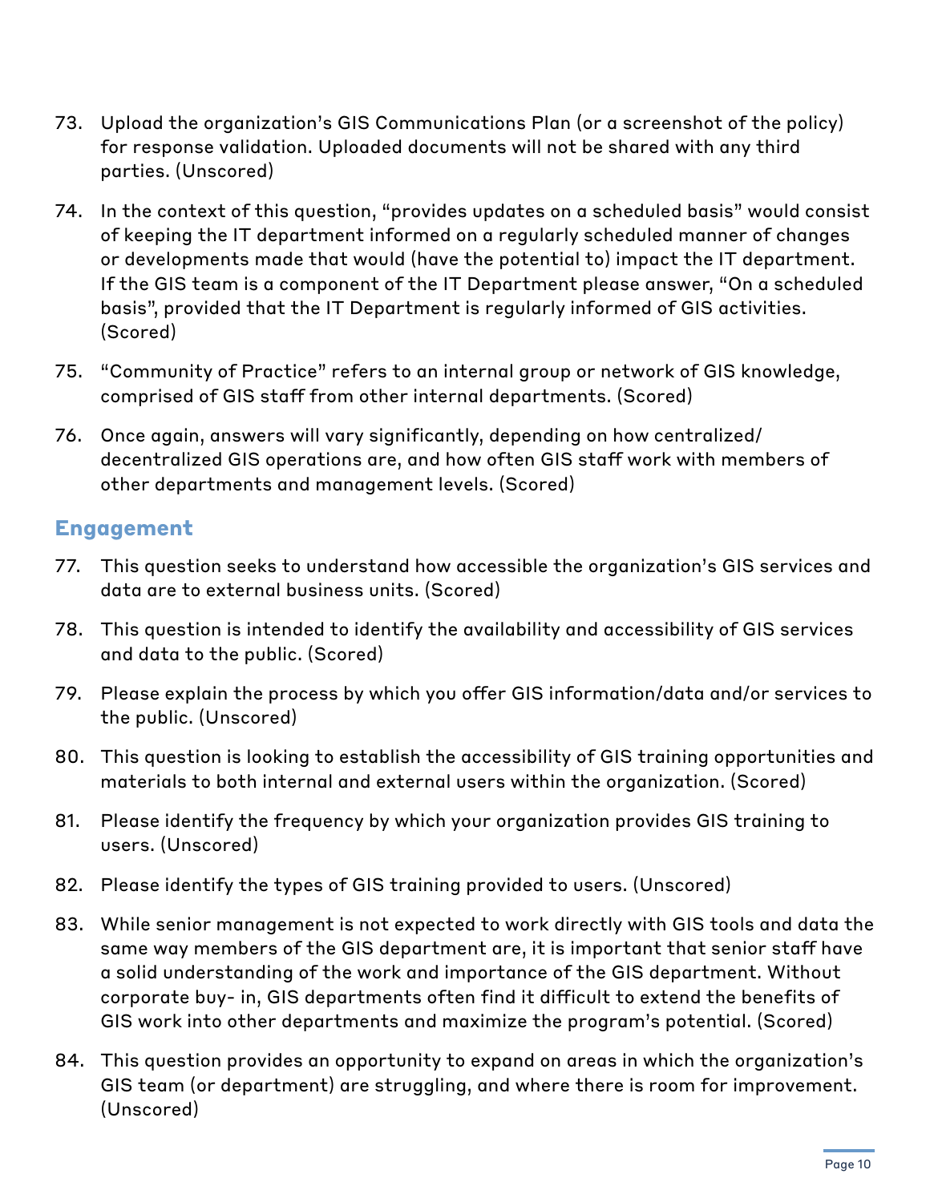73. Upload the organization's GIS Communications Plan (or a screenshot of the policy) for response validation. Uploaded documents will not be shared with any third parties. (Unscored)

74. In the context of this question, "provides updates on a scheduled basis" would consist of keeping the IT department informed on a regularly scheduled manner of changes or developments made that would (have the potential to) impact the IT department. If the GIS team is a component of the IT Department please answer, "On a scheduled basis", provided that the IT Department is regularly informed of GIS activities. (Scored)

75. "Community of Practice" refers to an internal group or network of GIS knowledge, comprised of GIS staff from other internal departments. (Scored)

76. Once again, answers will vary significantly, depending on how centralized/ decentralized GIS operations are, and how often GIS staff work with members of other departments and management levels. (Scored)

## Engagement

77. This question seeks to understand how accessible the organization's GIS services and data are to external business units. (Scored)

78. This question is intended to identify the availability and accessibility of GIS services and data to the public. (Scored)

79. Please explain the process by which you offer GIS information/data and/or services to the public. (Unscored)

80. This question is looking to establish the accessibility of GIS training opportunities and materials to both internal and external users within the organization. (Scored)

81. Please identify the frequency by which your organization provides GIS training to users. (Unscored)

82. Please identify the types of GIS training provided to users. (Unscored)

83. While senior management is not expected to work directly with GIS tools and data the same way members of the GIS department are, it is important that senior staff have a solid understanding of the work and importance of the GIS department. Without corporate buy- in, GIS departments often find it difficult to extend the benefits of GIS work into other departments and maximize the program's potential. (Scored)

84. This question provides an opportunity to expand on areas in which the organization's GIS team (or department) are struggling, and where there is room for improvement. (Unscored)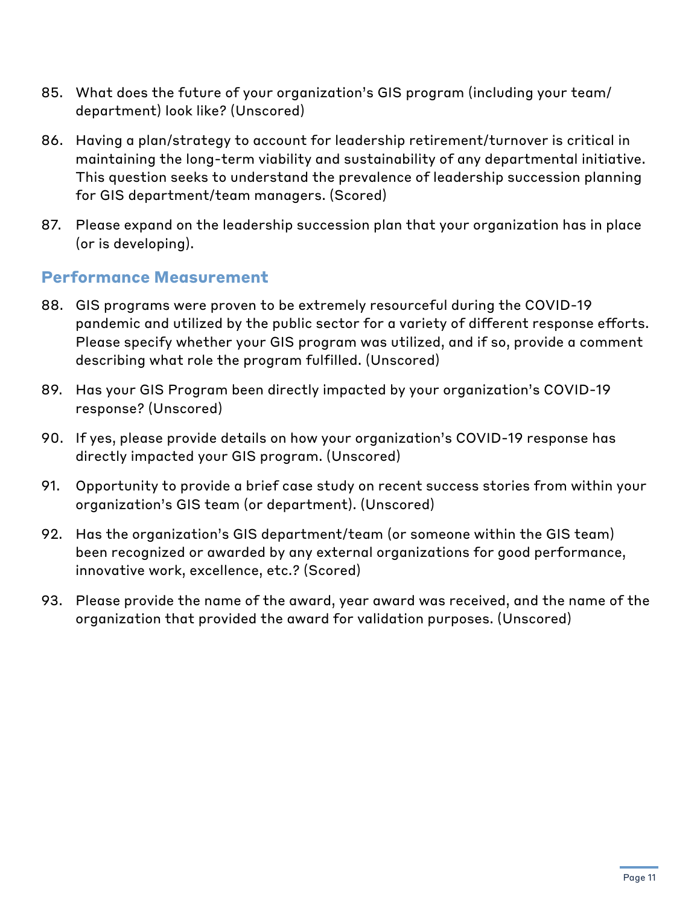85. What does the future of your organization's GIS program (including your team/department) look like? (Unscored)
86. Having a plan/strategy to account for leadership retirement/turnover is critical in maintaining the long-term viability and sustainability of any departmental initiative. This question seeks to understand the prevalence of leadership succession planning for GIS department/team managers. (Scored)
87. Please expand on the leadership succession plan that your organization has in place (or is developing).

## Performance Measurement

88. GIS programs were proven to be extremely resourceful during the COVID-19 pandemic and utilized by the public sector for a variety of different response efforts. Please specify whether your GIS program was utilized, and if so, provide a comment describing what role the program fulfilled. (Unscored)
89. Has your GIS Program been directly impacted by your organization's COVID-19 response? (Unscored)
90. If yes, please provide details on how your organization's COVID-19 response has directly impacted your GIS program. (Unscored)
91. Opportunity to provide a brief case study on recent success stories from within your organization's GIS team (or department). (Unscored)
92. Has the organization's GIS department/team (or someone within the GIS team) been recognized or awarded by any external organizations for good performance, innovative work, excellence, etc.? (Scored)
93. Please provide the name of the award, year award was received, and the name of the organization that provided the award for validation purposes. (Unscored)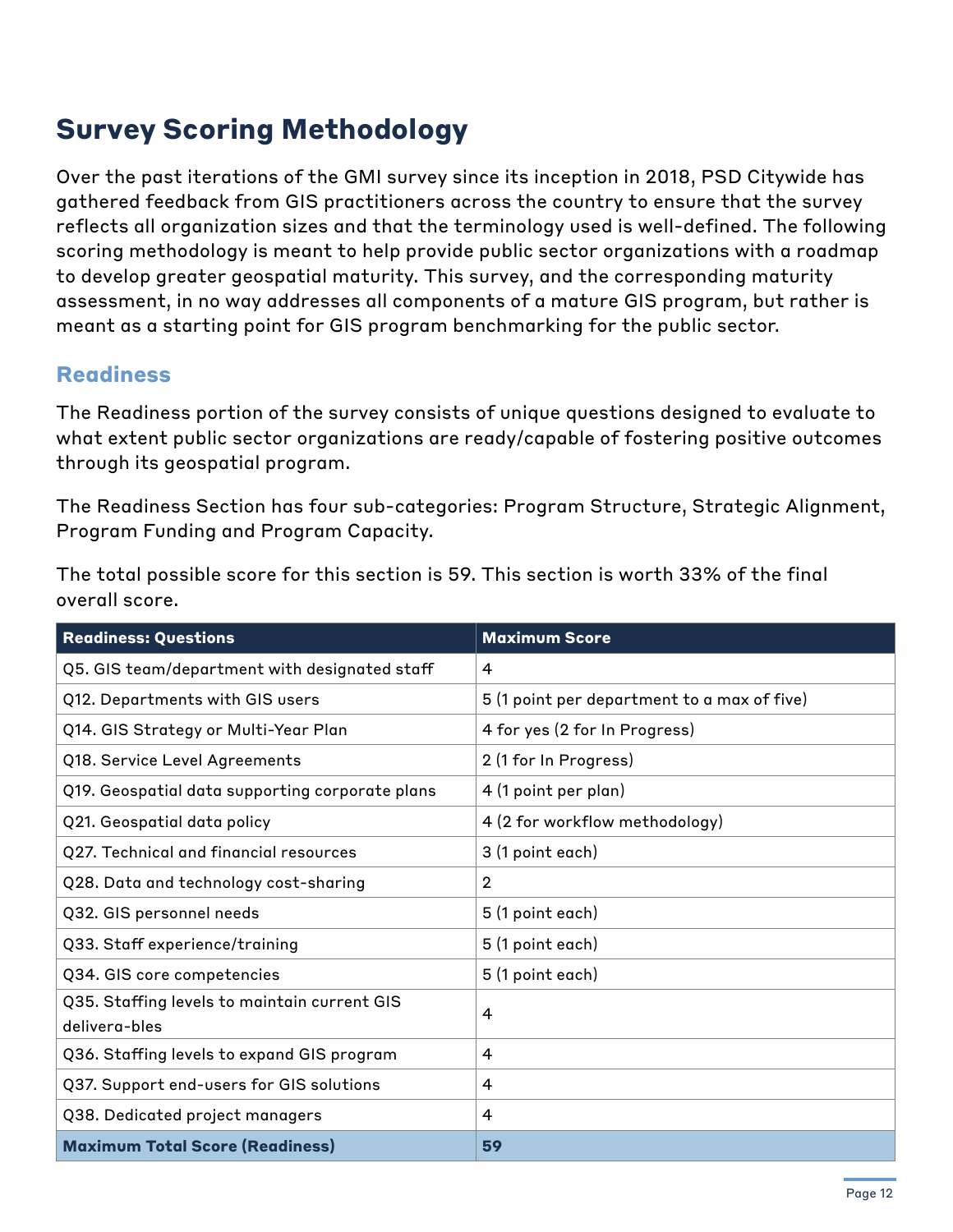# Survey Scoring Methodology

Over the past iterations of the GMI survey since its inception in 2018, PSD Citywide has gathered feedback from GIS practitioners across the country to ensure that the survey reflects all organization sizes and that the terminology used is well-defined. The following scoring methodology is meant to help provide public sector organizations with a roadmap to develop greater geospatial maturity. This survey, and the corresponding maturity assessment, in no way addresses all components of a mature GIS program, but rather is meant as a starting point for GIS program benchmarking for the public sector.

## Readiness

The Readiness portion of the survey consists of unique questions designed to evaluate to what extent public sector organizations are ready/capable of fostering positive outcomes through its geospatial program.

The Readiness Section has four sub-categories: Program Structure, Strategic Alignment, Program Funding and Program Capacity.

The total possible score for this section is 59. This section is worth 33% of the final overall score.

| Readiness: Questions | Maximum Score |
| --- | --- |
| Q5. GIS team/department with designated staff | 4 |
| Q12. Departments with GIS users | 5 (1 point per department to a max of five) |
| Q14. GIS Strategy or Multi-Year Plan | 4 for yes (2 for In Progress) |
| Q18. Service Level Agreements | 2 (1 for In Progress) |
| Q19. Geospatial data supporting corporate plans | 4 (1 point per plan) |
| Q21. Geospatial data policy | 4 (2 for workflow methodology) |
| Q27. Technical and financial resources | 3 (1 point each) |
| Q28. Data and technology cost-sharing | 2 |
| Q32. GIS personnel needs | 5 (1 point each) |
| Q33. Staff experience/training | 5 (1 point each) |
| Q34. GIS core competencies | 5 (1 point each) |
| Q35. Staffing levels to maintain current GIS delivera-bles | 4 |
| Q36. Staffing levels to expand GIS program | 4 |
| Q37. Support end-users for GIS solutions | 4 |
| Q38. Dedicated project managers | 4 |
| **Maximum Total Score (Readiness)** | **59** |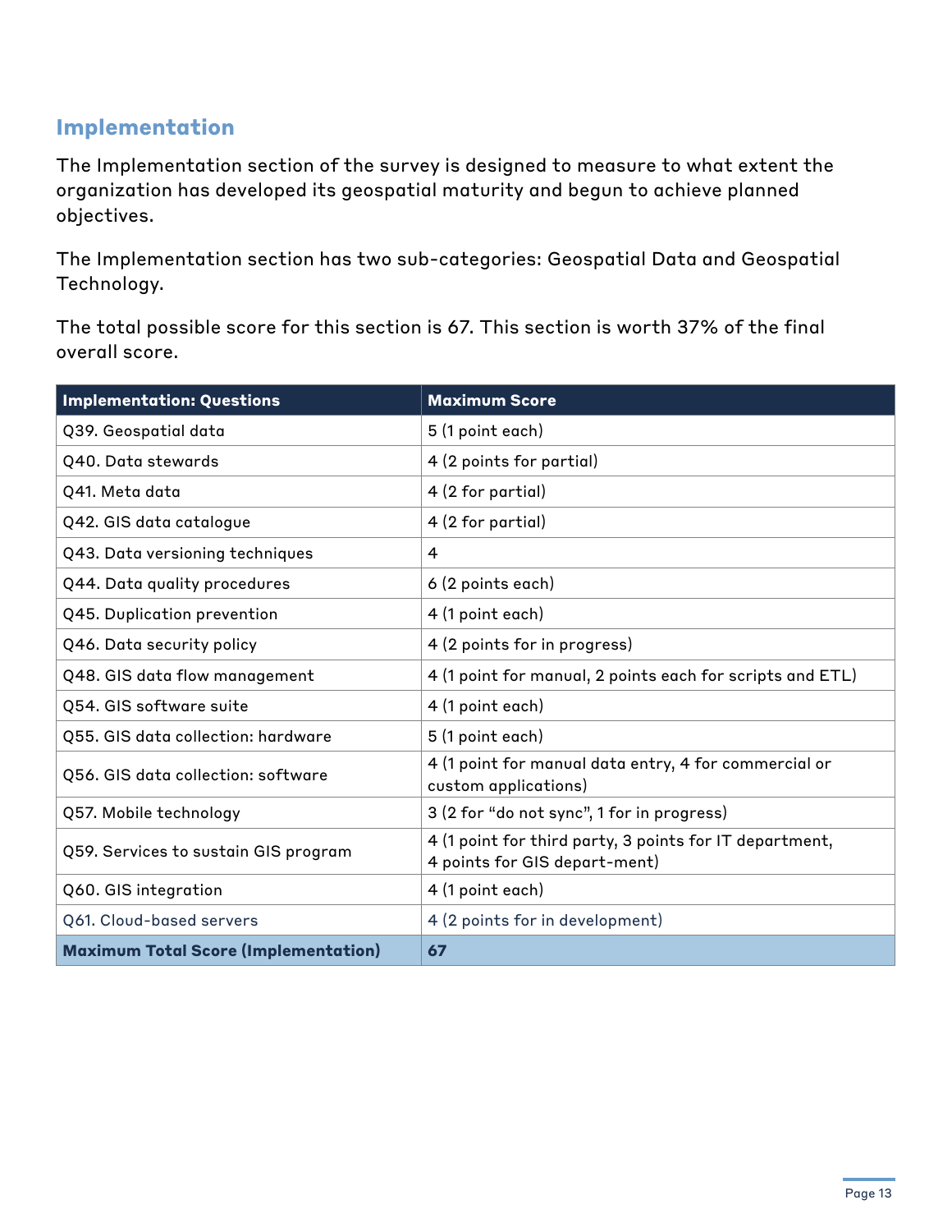## Implementation

The Implementation section of the survey is designed to measure to what extent the organization has developed its geospatial maturity and begun to achieve planned objectives.

The Implementation section has two sub-categories: Geospatial Data and Geospatial Technology.

The total possible score for this section is 67. This section is worth 37% of the final overall score.

| Implementation: Questions | Maximum Score |
|---|---|
| Q39. Geospatial data | 5 (1 point each) |
| Q40. Data stewards | 4 (2 points for partial) |
| Q41. Meta data | 4 (2 for partial) |
| Q42. GIS data catalogue | 4 (2 for partial) |
| Q43. Data versioning techniques | 4 |
| Q44. Data quality procedures | 6 (2 points each) |
| Q45. Duplication prevention | 4 (1 point each) |
| Q46. Data security policy | 4 (2 points for in progress) |
| Q48. GIS data flow management | 4 (1 point for manual, 2 points each for scripts and ETL) |
| Q54. GIS software suite | 4 (1 point each) |
| Q55. GIS data collection: hardware | 5 (1 point each) |
| Q56. GIS data collection: software | 4 (1 point for manual data entry, 4 for commercial or custom applications) |
| Q57. Mobile technology | 3 (2 for “do not sync”, 1 for in progress) |
| Q59. Services to sustain GIS program | 4 (1 point for third party, 3 points for IT department, 4 points for GIS depart-ment) |
| Q60. GIS integration | 4 (1 point each) |
| Q61. Cloud-based servers | 4 (2 points for in development) |
| **Maximum Total Score (Implementation)** | **67** |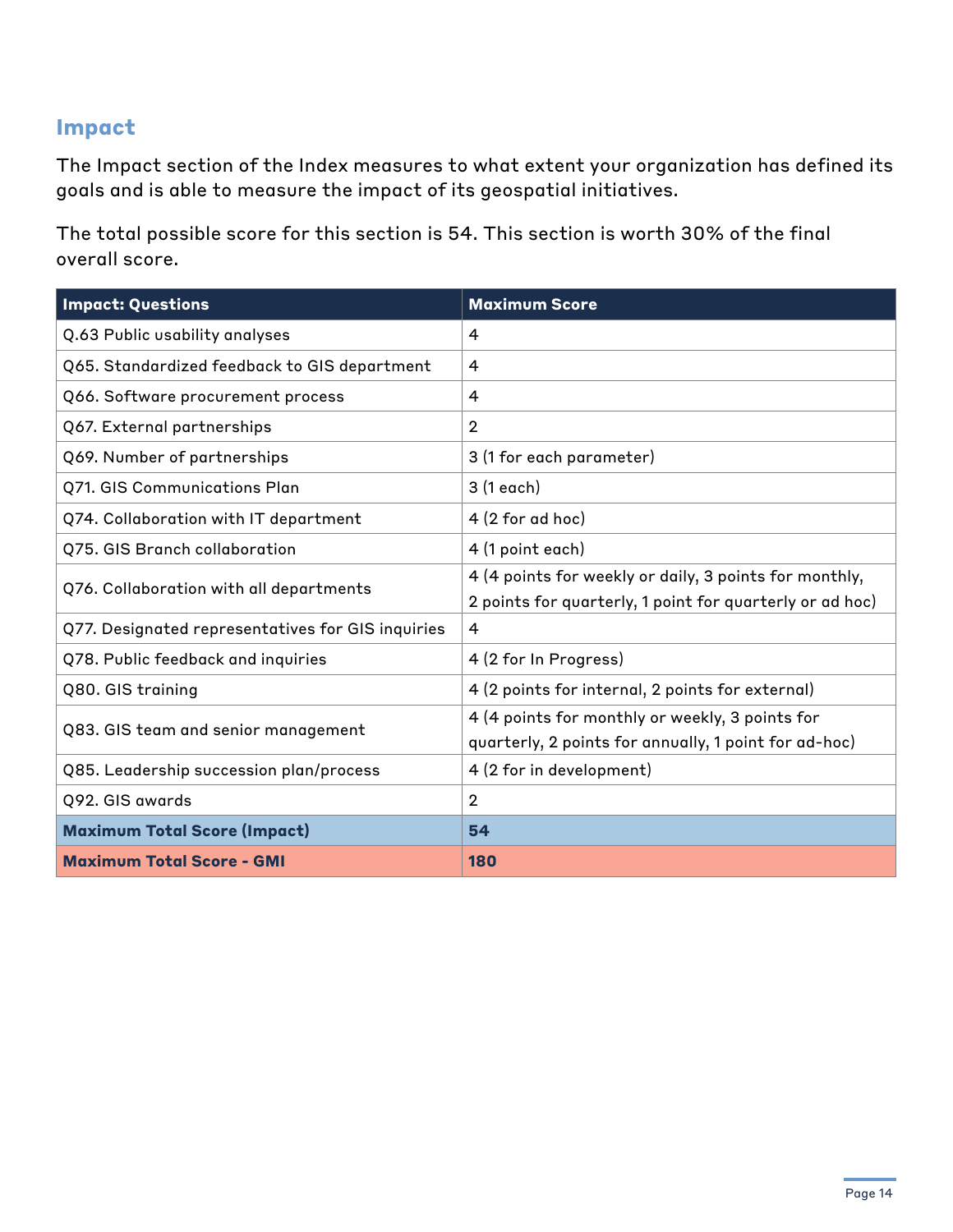## Impact

The Impact section of the Index measures to what extent your organization has defined its goals and is able to measure the impact of its geospatial initiatives.

The total possible score for this section is 54. This section is worth 30% of the final overall score.

| Impact: Questions | Maximum Score |
|---|---|
| Q.63 Public usability analyses | 4 |
| Q65. Standardized feedback to GIS department | 4 |
| Q66. Software procurement process | 4 |
| Q67. External partnerships | 2 |
| Q69. Number of partnerships | 3 (1 for each parameter) |
| Q71. GIS Communications Plan | 3 (1 each) |
| Q74. Collaboration with IT department | 4 (2 for ad hoc) |
| Q75. GIS Branch collaboration | 4 (1 point each) |
| Q76. Collaboration with all departments | 4 (4 points for weekly or daily, 3 points for monthly, 2 points for quarterly, 1 point for quarterly or ad hoc) |
| Q77. Designated representatives for GIS inquiries | 4 |
| Q78. Public feedback and inquiries | 4 (2 for In Progress) |
| Q80. GIS training | 4 (2 points for internal, 2 points for external) |
| Q83. GIS team and senior management | 4 (4 points for monthly or weekly, 3 points for quarterly, 2 points for annually, 1 point for ad-hoc) |
| Q85. Leadership succession plan/process | 4 (2 for in development) |
| Q92. GIS awards | 2 |
| **Maximum Total Score (Impact)** | **54** |
| **Maximum Total Score - GMI** | **180** |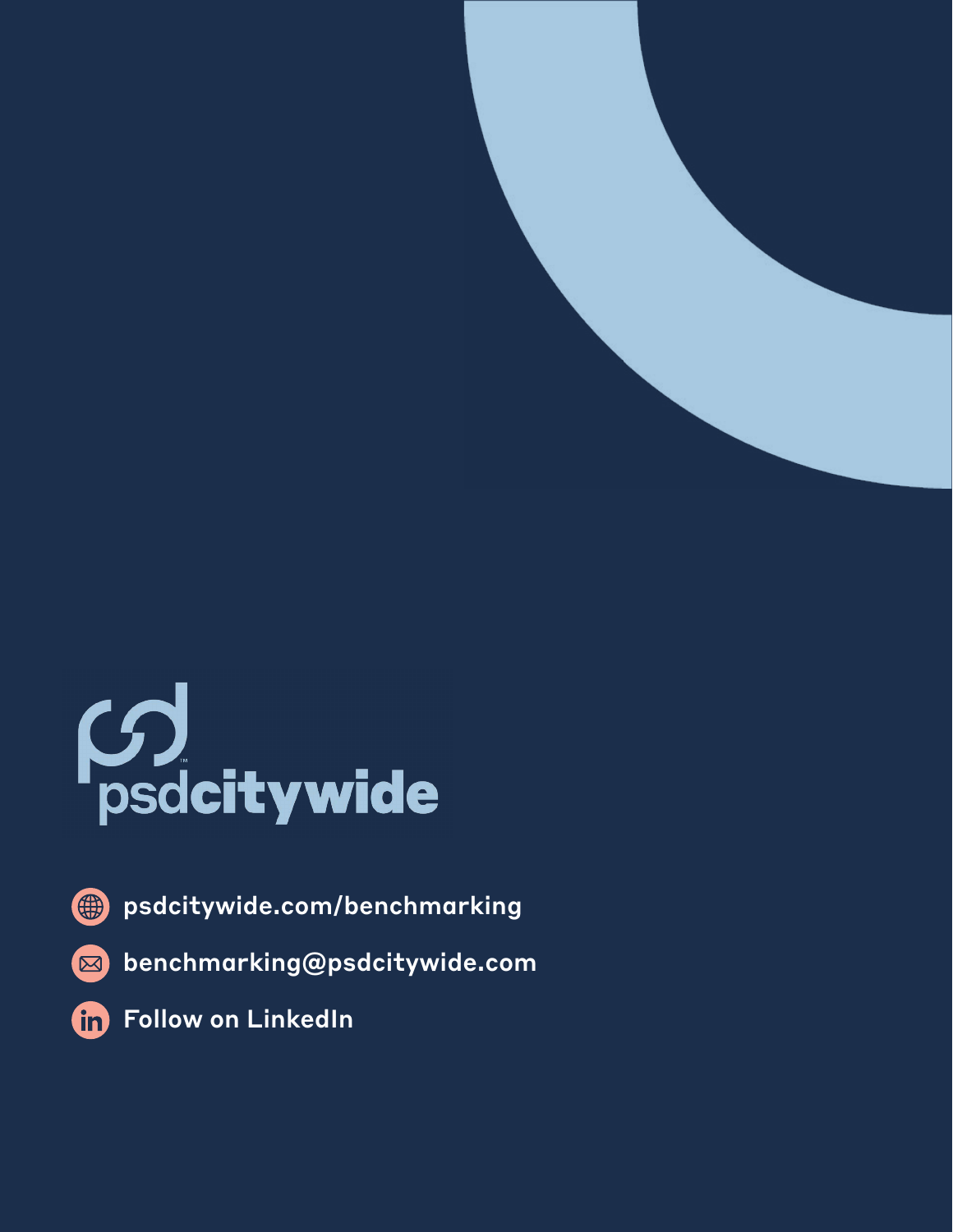psdcitywide

psdcitywide.com/benchmarking

benchmarking@psdcitywide.com

Follow on LinkedIn